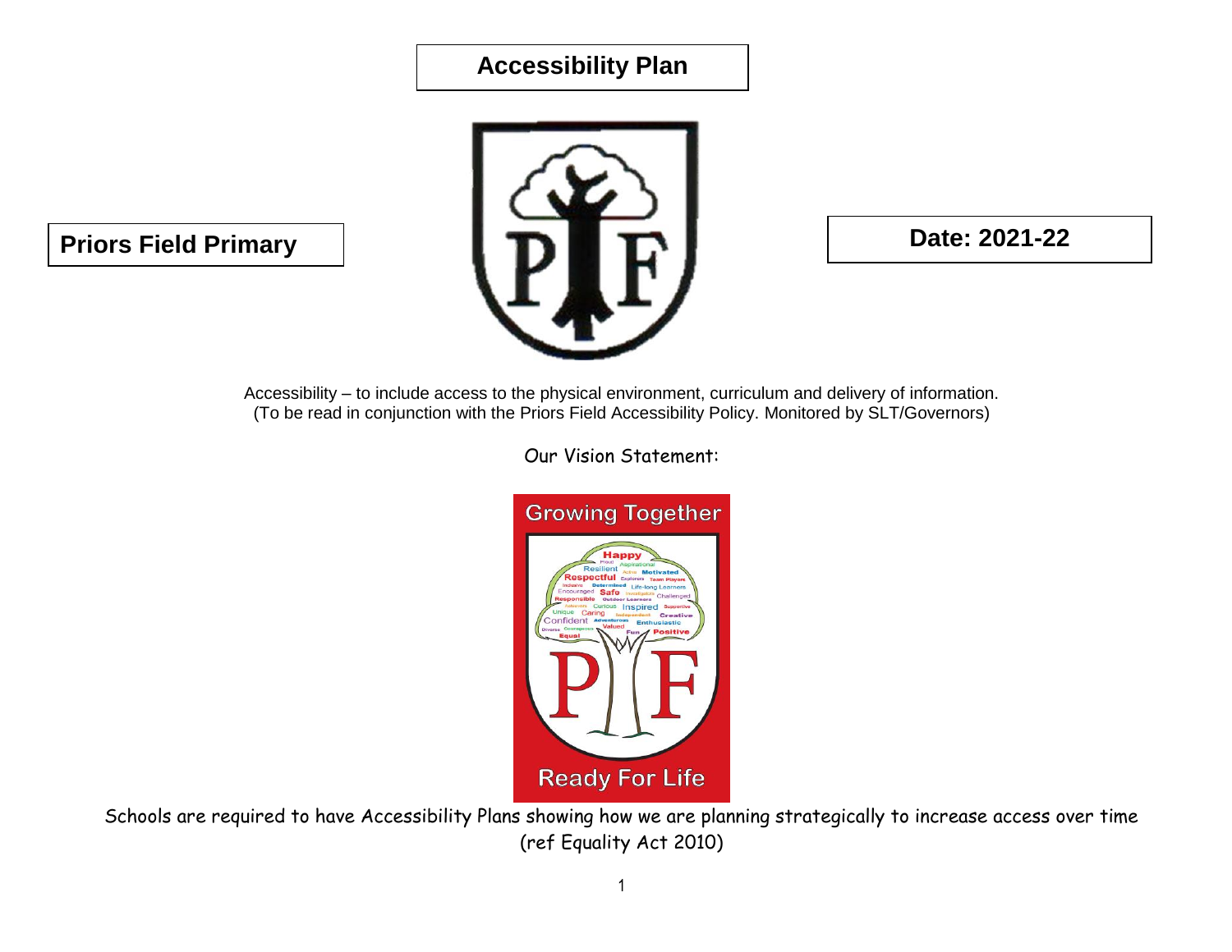# Accessibility Plan

**Priors Field Primary**

**Date: 2021-22**

Accessibility – to include access to the physical environment, curriculum and delivery of information.
(To be read in conjunction with the Priors Field Accessibility Policy. Monitored by SLT/Governors)

Our Vision Statement:

Schools are required to have Accessibility Plans showing how we are planning strategically to increase access over time (ref Equality Act 2010)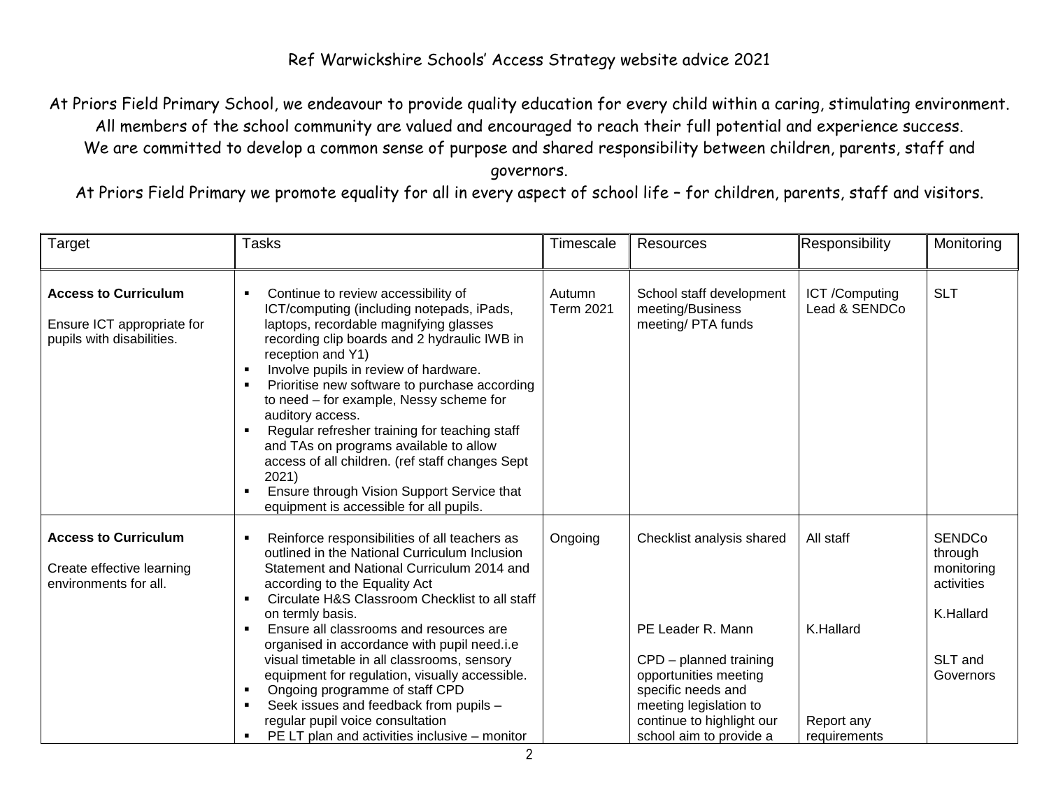Ref Warwickshire Schools' Access Strategy website advice 2021

At Priors Field Primary School, we endeavour to provide quality education for every child within a caring, stimulating environment. All members of the school community are valued and encouraged to reach their full potential and experience success. We are committed to develop a common sense of purpose and shared responsibility between children, parents, staff and governors.

At Priors Field Primary we promote equality for all in every aspect of school life – for children, parents, staff and visitors.

| Target | Tasks | Timescale | Resources | Responsibility | Monitoring |
|---|---|---|---|---|---|
| **Access to Curriculum**<br><br>Ensure ICT appropriate for pupils with disabilities. | ▪ Continue to review accessibility of ICT/computing (including notepads, iPads, laptops, recordable magnifying glasses recording clip boards and 2 hydraulic IWB in reception and Y1)<br>▪ Involve pupils in review of hardware.<br>▪ Prioritise new software to purchase according to need – for example, Nessy scheme for auditory access.<br>▪ Regular refresher training for teaching staff and TAs on programs available to allow access of all children. (ref staff changes Sept 2021)<br>▪ Ensure through Vision Support Service that equipment is accessible for all pupils. | Autumn Term 2021 | School staff development meeting/Business meeting/ PTA funds | ICT /Computing Lead & SENDCo | SLT |
| **Access to Curriculum**<br><br>Create effective learning environments for all. | ▪ Reinforce responsibilities of all teachers as outlined in the National Curriculum Inclusion Statement and National Curriculum 2014 and according to the Equality Act<br>▪ Circulate H&S Classroom Checklist to all staff on termly basis.<br>▪ Ensure all classrooms and resources are organised in accordance with pupil need.i.e visual timetable in all classrooms, sensory equipment for regulation, visually accessible.<br>▪ Ongoing programme of staff CPD<br>▪ Seek issues and feedback from pupils – regular pupil voice consultation<br>▪ PE LT plan and activities inclusive – monitor | Ongoing | Checklist analysis shared<br><br>PE Leader R. Mann<br><br>CPD – planned training opportunities meeting specific needs and meeting legislation to continue to highlight our school aim to provide a | All staff<br><br>K.Hallard<br><br>Report any requirements | SENDCo through monitoring activities<br><br>K.Hallard<br><br>SLT and Governors |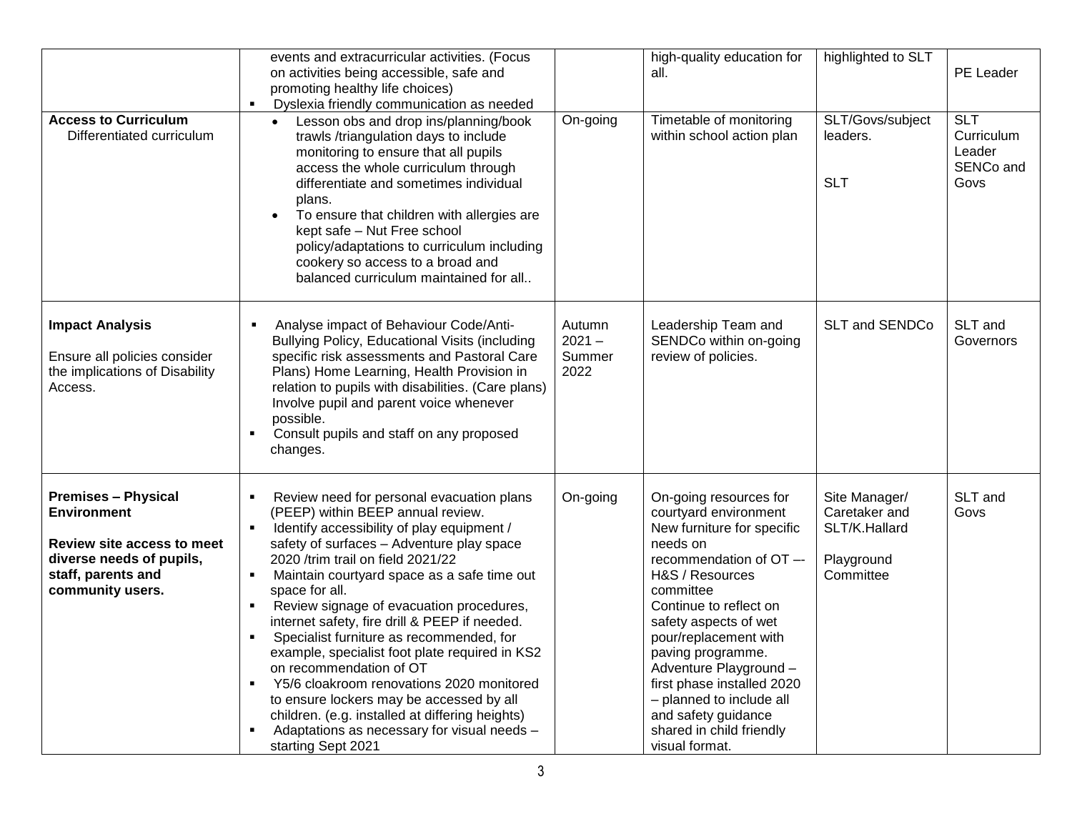| | | | | | |
|---|---|---|---|---|---|
| | events and extracurricular activities. (Focus on activities being accessible, safe and promoting healthy life choices)<br>▪ Dyslexia friendly communication as needed | | high-quality education for all. | highlighted to SLT | PE Leader |
| **Access to Curriculum**<br>Differentiated curriculum | • Lesson obs and drop ins/planning/book trawls /triangulation days to include monitoring to ensure that all pupils access the whole curriculum through differentiate and sometimes individual plans.<br>• To ensure that children with allergies are kept safe – Nut Free school policy/adaptations to curriculum including cookery so access to a broad and balanced curriculum maintained for all.. | On-going | Timetable of monitoring within school action plan | SLT/Govs/subject leaders.<br><br>SLT | SLT Curriculum Leader SENCo and Govs |
| **Impact Analysis**<br><br>Ensure all policies consider the implications of Disability Access. | ▪ Analyse impact of Behaviour Code/Anti-Bullying Policy, Educational Visits (including specific risk assessments and Pastoral Care Plans) Home Learning, Health Provision in relation to pupils with disabilities. (Care plans) Involve pupil and parent voice whenever possible.<br>▪ Consult pupils and staff on any proposed changes. | Autumn 2021 – Summer 2022 | Leadership Team and SENDCo within on-going review of policies. | SLT and SENDCo | SLT and Governors |
| **Premises – Physical Environment**<br><br>**Review site access to meet diverse needs of pupils, staff, parents and community users.** | ▪ Review need for personal evacuation plans (PEEP) within BEEP annual review.<br>▪ Identify accessibility of play equipment / safety of surfaces – Adventure play space 2020 /trim trail on field 2021/22<br>▪ Maintain courtyard space as a safe time out space for all.<br>▪ Review signage of evacuation procedures, internet safety, fire drill & PEEP if needed.<br>▪ Specialist furniture as recommended, for example, specialist foot plate required in KS2 on recommendation of OT<br>▪ Y5/6 cloakroom renovations 2020 monitored to ensure lockers may be accessed by all children. (e.g. installed at differing heights)<br>▪ Adaptations as necessary for visual needs – starting Sept 2021 | On-going | On-going resources for courtyard environment<br>New furniture for specific needs on recommendation of OT –- H&S / Resources committee<br>Continue to reflect on safety aspects of wet pour/replacement with paving programme.<br>Adventure Playground – first phase installed 2020 – planned to include all and safety guidance shared in child friendly visual format. | Site Manager/ Caretaker and SLT/K.Hallard<br><br>Playground Committee | SLT and Govs |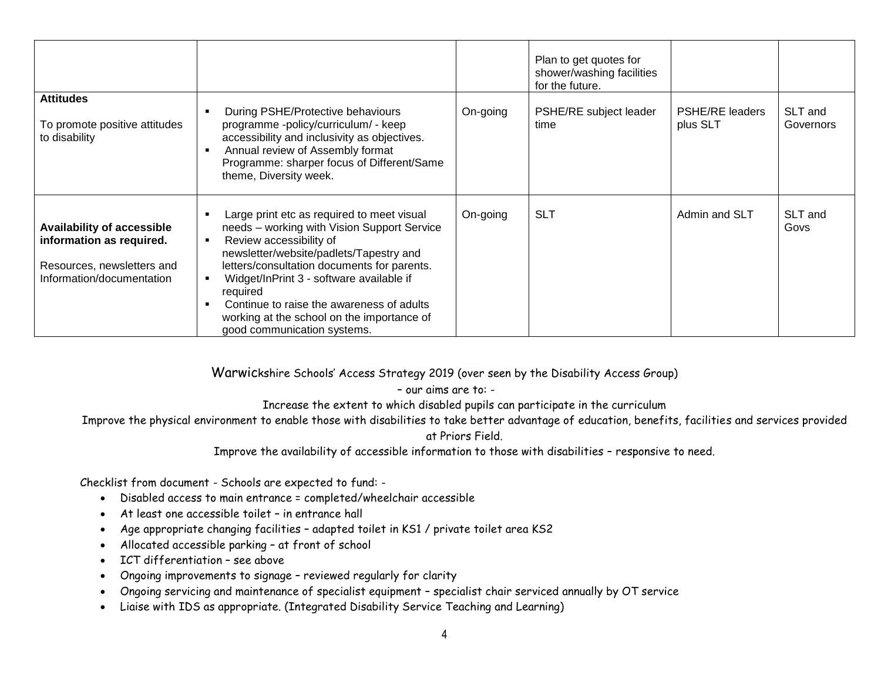| | | | | | |
|---|---|---|---|---|---|
| | | | Plan to get quotes for shower/washing facilities for the future. | | |
| **Attitudes**<br><br>To promote positive attitudes to disability | ▪ During PSHE/Protective behaviours programme -policy/curriculum/ - keep accessibility and inclusivity as objectives.<br>▪ Annual review of Assembly format Programme: sharper focus of Different/Same theme, Diversity week. | On-going | PSHE/RE subject leader time | PSHE/RE leaders plus SLT | SLT and Governors |
| **Availability of accessible information as required.**<br><br>Resources, newsletters and Information/documentation | ▪ Large print etc as required to meet visual needs – working with Vision Support Service<br>▪ Review accessibility of newsletter/website/padlets/Tapestry and letters/consultation documents for parents.<br>▪ Widget/InPrint 3 - software available if required<br>▪ Continue to raise the awareness of adults working at the school on the importance of good communication systems. | On-going | SLT | Admin and SLT | SLT and Govs |

Warwickshire Schools' Access Strategy 2019 (over seen by the Disability Access Group)

– our aims are to: -

Increase the extent to which disabled pupils can participate in the curriculum

Improve the physical environment to enable those with disabilities to take better advantage of education, benefits, facilities and services provided at Priors Field.

Improve the availability of accessible information to those with disabilities – responsive to need.

Checklist from document - Schools are expected to fund: -

- Disabled access to main entrance = completed/wheelchair accessible
- At least one accessible toilet – in entrance hall
- Age appropriate changing facilities – adapted toilet in KS1 / private toilet area KS2
- Allocated accessible parking – at front of school
- ICT differentiation – see above
- Ongoing improvements to signage – reviewed regularly for clarity
- Ongoing servicing and maintenance of specialist equipment – specialist chair serviced annually by OT service
- Liaise with IDS as appropriate. (Integrated Disability Service Teaching and Learning)